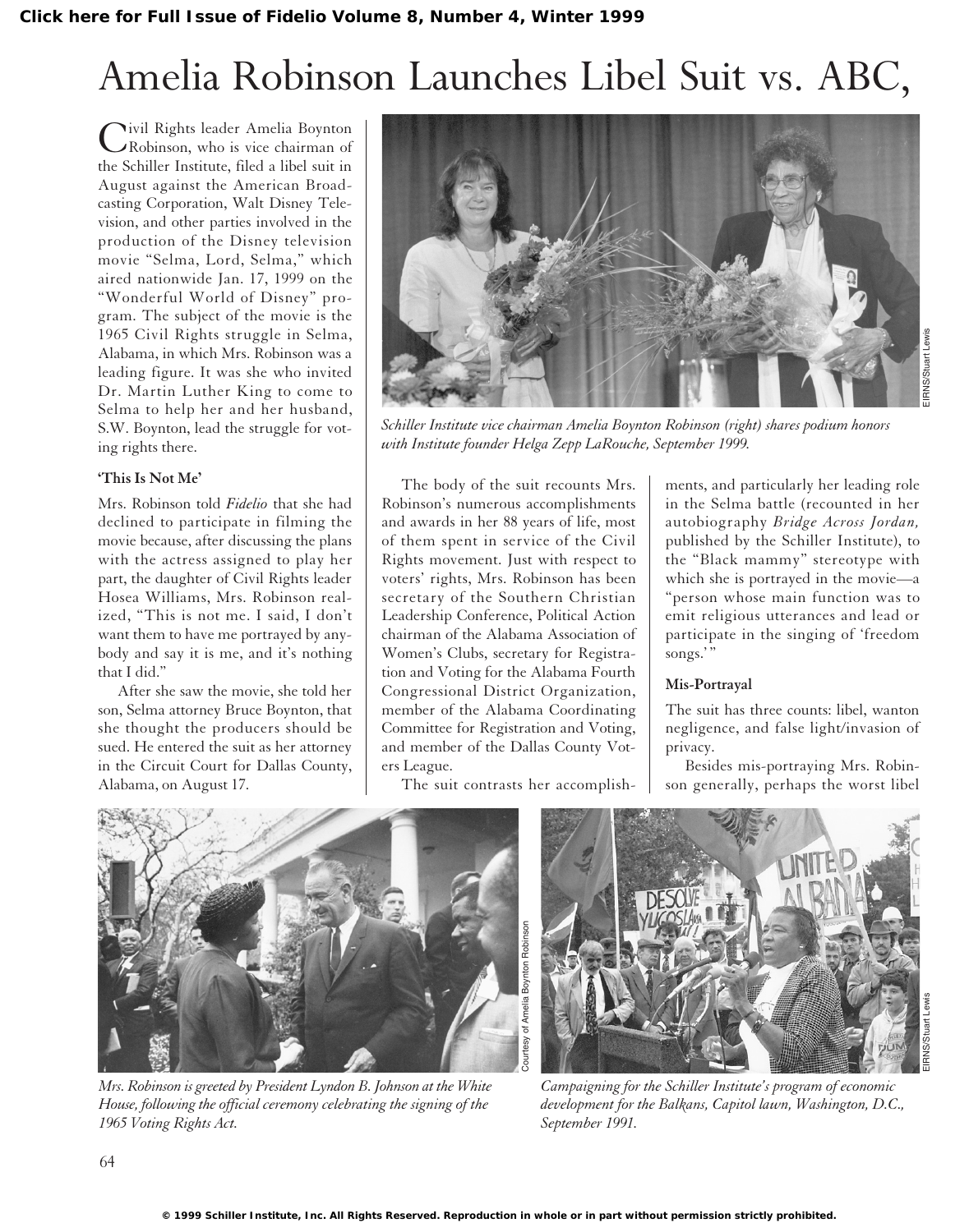# Amelia Robinson Launches Libel Suit vs. ABC,

Civil Rights leader Amelia Boynton Robinson, who is vice chairman of the Schiller Institute, filed a libel suit in August against the American Broadcasting Corporation, Walt Disney Television, and other parties involved in the production of the Disney television movie "Selma, Lord, Selma," which aired nationwide Jan. 17, 1999 on the "Wonderful World of Disney" program. The subject of the movie is the 1965 Civil Rights struggle in Selma, Alabama, in which Mrs. Robinson was a leading figure. It was she who invited Dr. Martin Luther King to come to Selma to help her and her husband, S.W. Boynton, lead the struggle for voting rights there.

*Schiller Institute vice chairman Amelia Boynton Robinson (right) shares podium honors with Institute founder Helga Zepp LaRouche, September 1999.*

### 'This Is Not Me'

Mrs. Robinson told *Fidelio* that she had declined to participate in filming the movie because, after discussing the plans with the actress assigned to play her part, the daughter of Civil Rights leader Hosea Williams, Mrs. Robinson realized, "This is not me. I said, I don't want them to have me portrayed by anybody and say it is me, and it's nothing that I did."

After she saw the movie, she told her son, Selma attorney Bruce Boynton, that she thought the producers should be sued. He entered the suit as her attorney in the Circuit Court for Dallas County, Alabama, on August 17.

The body of the suit recounts Mrs. Robinson's numerous accomplishments and awards in her 88 years of life, most of them spent in service of the Civil Rights movement. Just with respect to voters' rights, Mrs. Robinson has been secretary of the Southern Christian Leadership Conference, Political Action chairman of the Alabama Association of Women's Clubs, secretary for Registration and Voting for the Alabama Fourth Congressional District Organization, member of the Alabama Coordinating Committee for Registration and Voting, and member of the Dallas County Voters League.

The suit contrasts her accomplishments, and particularly her leading role in the Selma battle (recounted in her autobiography *Bridge Across Jordan,* published by the Schiller Institute), to the "Black mammy" stereotype with which she is portrayed in the movie—a "person whose main function was to emit religious utterances and lead or participate in the singing of 'freedom songs.'"

### Mis-Portrayal

The suit has three counts: libel, wanton negligence, and false light/invasion of privacy.

Besides mis-portraying Mrs. Robinson generally, perhaps the worst libel

*Mrs. Robinson is greeted by President Lyndon B. Johnson at the White House, following the official ceremony celebrating the signing of the 1965 Voting Rights Act.*

*Campaigning for the Schiller Institute's program of economic development for the Balkans, Capitol lawn, Washington, D.C., September 1991.*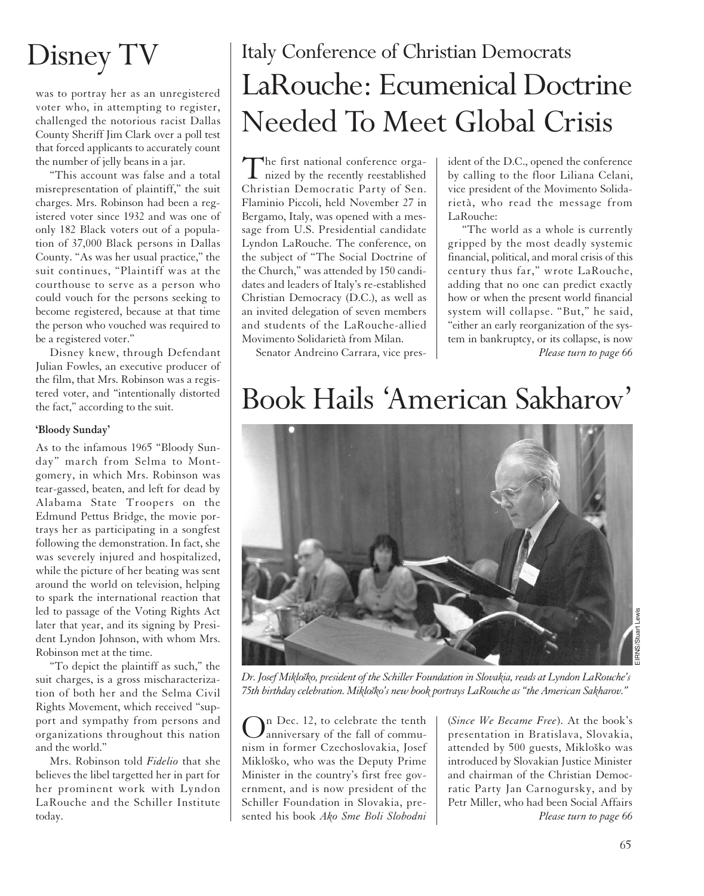# Disney TV

was to portray her as an unregistered voter who, in attempting to register, challenged the notorious racist Dallas County Sheriff Jim Clark over a poll test that forced applicants to accurately count the number of jelly beans in a jar.

"This account was false and a total misrepresentation of plaintiff," the suit charges. Mrs. Robinson had been a registered voter since 1932 and was one of only 182 Black voters out of a population of 37,000 Black persons in Dallas County. "As was her usual practice," the suit continues, "Plaintiff was at the courthouse to serve as a person who could vouch for the persons seeking to become registered, because at that time the person who vouched was required to be a registered voter."

Disney knew, through Defendant Julian Fowles, an executive producer of the film, that Mrs. Robinson was a registered voter, and "intentionally distorted the fact," according to the suit.

**'Bloody Sunday'**

As to the infamous 1965 "Bloody Sunday" march from Selma to Montgomery, in which Mrs. Robinson was tear-gassed, beaten, and left for dead by Alabama State Troopers on the Edmund Pettus Bridge, the movie portrays her as participating in a songfest following the demonstration. In fact, she was severely injured and hospitalized, while the picture of her beating was sent around the world on television, helping to spark the international reaction that led to passage of the Voting Rights Act later that year, and its signing by President Lyndon Johnson, with whom Mrs. Robinson met at the time.

"To depict the plaintiff as such," the suit charges, is a gross mischaracterization of both her and the Selma Civil Rights Movement, which received "support and sympathy from persons and organizations throughout this nation and the world."

Mrs. Robinson told *Fidelio* that she believes the libel targetted her in part for her prominent work with Lyndon LaRouche and the Schiller Institute today.

## Italy Conference of Christian Democrats

# LaRouche: Ecumenical Doctrine Needed To Meet Global Crisis

The first national conference organized by the recently reestablished Christian Democratic Party of Sen. Flaminio Piccoli, held November 27 in Bergamo, Italy, was opened with a message from U.S. Presidential candidate Lyndon LaRouche. The conference, on the subject of "The Social Doctrine of the Church," was attended by 150 candidates and leaders of Italy's re-established Christian Democracy (D.C.), as well as an invited delegation of seven members and students of the LaRouche-allied Movimento Solidarietà from Milan.

Senator Andreino Carrara, vice president of the D.C., opened the conference by calling to the floor Liliana Celani, vice president of the Movimento Solidarietà, who read the message from LaRouche:

"The world as a whole is currently gripped by the most deadly systemic financial, political, and moral crisis of this century thus far," wrote LaRouche, adding that no one can predict exactly how or when the present world financial system will collapse. "But," he said, "either an early reorganization of the system in bankruptcy, or its collapse, is now

*Please turn to page 66*

# Book Hails 'American Sakharov'

EIRNS/Stuart Lewis

*Dr. Josef Mikloško, president of the Schiller Foundation in Slovakia, reads at Lyndon LaRouche's 75th birthday celebration. Mikloško's new book portrays LaRouche as "the American Sakharov."*

On Dec. 12, to celebrate the tenth anniversary of the fall of communism in former Czechoslovakia, Josef Mikloško, who was the Deputy Prime Minister in the country's first free government, and is now president of the Schiller Foundation in Slovakia, presented his book *Ako Sme Boli Slobodni* (*Since We Became Free*). At the book's presentation in Bratislava, Slovakia, attended by 500 guests, Mikloško was introduced by Slovakian Justice Minister and chairman of the Christian Democratic Party Jan Carnogursky, and by Petr Miller, who had been Social Affairs

*Please turn to page 66*